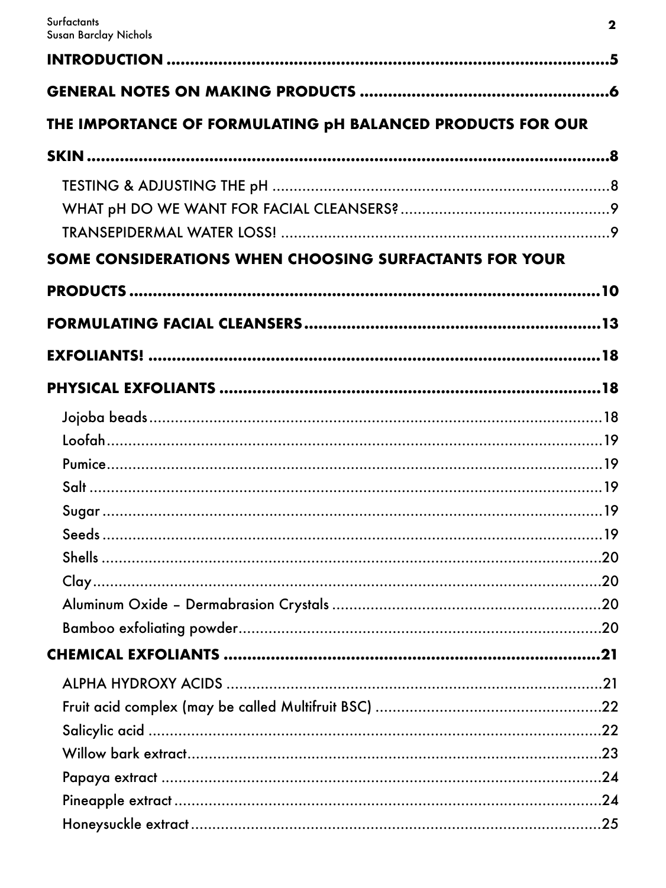INTRODUCTION ........................................................................................5

GENERAL NOTES ON MAKING PRODUCTS ......................................................6

THE IMPORTANCE OF FORMULATING pH BALANCED PRODUCTS FOR OUR SKIN ..........................................................................................8

- TESTING & ADJUSTING THE pH ..................................................................8
- WHAT pH DO WE WANT FOR FACIAL CLEANSERS? .........................................9
- TRANSEPIDERMAL WATER LOSS! ................................................................9

SOME CONSIDERATIONS WHEN CHOOSING SURFACTANTS FOR YOUR PRODUCTS ..................................................................................10

FORMULATING FACIAL CLEANSERS ...............................................................13

EXFOLIANTS! ..........................................................................................18

PHYSICAL EXFOLIANTS ..............................................................................18

- Jojoba beads ...........................................................................................18
- Loofah ....................................................................................................19
- Pumice ...................................................................................................19
- Salt ........................................................................................................19
- Sugar .....................................................................................................19
- Seeds .....................................................................................................19
- Shells .....................................................................................................20
- Clay .......................................................................................................20
- Aluminum Oxide – Dermabrasion Crystals ....................................................20
- Bamboo exfoliating powder .......................................................................20

CHEMICAL EXFOLIANTS .............................................................................21

- ALPHA HYDROXY ACIDS ...........................................................................21
- Fruit acid complex (may be called Multifruit BSC) .........................................22
- Salicylic acid ...........................................................................................22
- Willow bark extract ...................................................................................23
- Papaya extract .........................................................................................24
- Pineapple extract ......................................................................................24
- Honeysuckle extract ..................................................................................25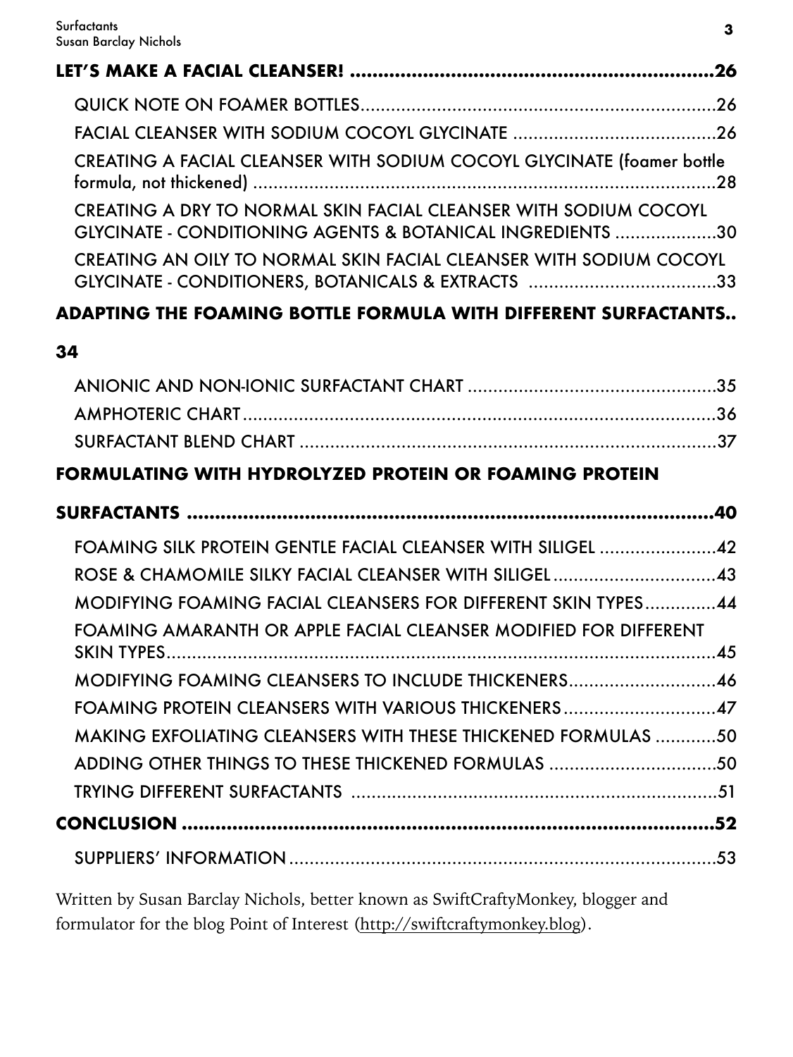**LET'S MAKE A FACIAL CLEANSER! ....................................................................26**

QUICK NOTE ON FOAMER BOTTLES........................................................................26

FACIAL CLEANSER WITH SODIUM COCOYL GLYCINATE ........................................26

CREATING A FACIAL CLEANSER WITH SODIUM COCOYL GLYCINATE (foamer bottle formula, not thickened) ..............................................................................................28

CREATING A DRY TO NORMAL SKIN FACIAL CLEANSER WITH SODIUM COCOYL GLYCINATE - CONDITIONING AGENTS & BOTANICAL INGREDIENTS ....................30

CREATING AN OILY TO NORMAL SKIN FACIAL CLEANSER WITH SODIUM COCOYL GLYCINATE - CONDITIONERS, BOTANICALS & EXTRACTS .....................................33

**ADAPTING THE FOAMING BOTTLE FORMULA WITH DIFFERENT SURFACTANTS.. 34**

ANIONIC AND NON-IONIC SURFACTANT CHART ................................................35

AMPHOTERIC CHART...............................................................................................36

SURFACTANT BLEND CHART ...................................................................................37

**FORMULATING WITH HYDROLYZED PROTEIN OR FOAMING PROTEIN SURFACTANTS ...................................................................................................40**

FOAMING SILK PROTEIN GENTLE FACIAL CLEANSER WITH SILIGEL .......................42

ROSE & CHAMOMILE SILKY FACIAL CLEANSER WITH SILIGEL................................43

MODIFYING FOAMING FACIAL CLEANSERS FOR DIFFERENT SKIN TYPES..............44

FOAMING AMARANTH OR APPLE FACIAL CLEANSER MODIFIED FOR DIFFERENT SKIN TYPES...............................................................................................................45

MODIFYING FOAMING CLEANSERS TO INCLUDE THICKENERS.............................46

FOAMING PROTEIN CLEANSERS WITH VARIOUS THICKENERS..............................47

MAKING EXFOLIATING CLEANSERS WITH THESE THICKENED FORMULAS ............50

ADDING OTHER THINGS TO THESE THICKENED FORMULAS .................................50

TRYING DIFFERENT SURFACTANTS ........................................................................51

**CONCLUSION .........................................................................................................52**

SUPPLIERS' INFORMATION.......................................................................................53

Written by Susan Barclay Nichols, better known as SwiftCraftyMonkey, blogger and formulator for the blog Point of Interest (http://swiftcraftymonkey.blog).